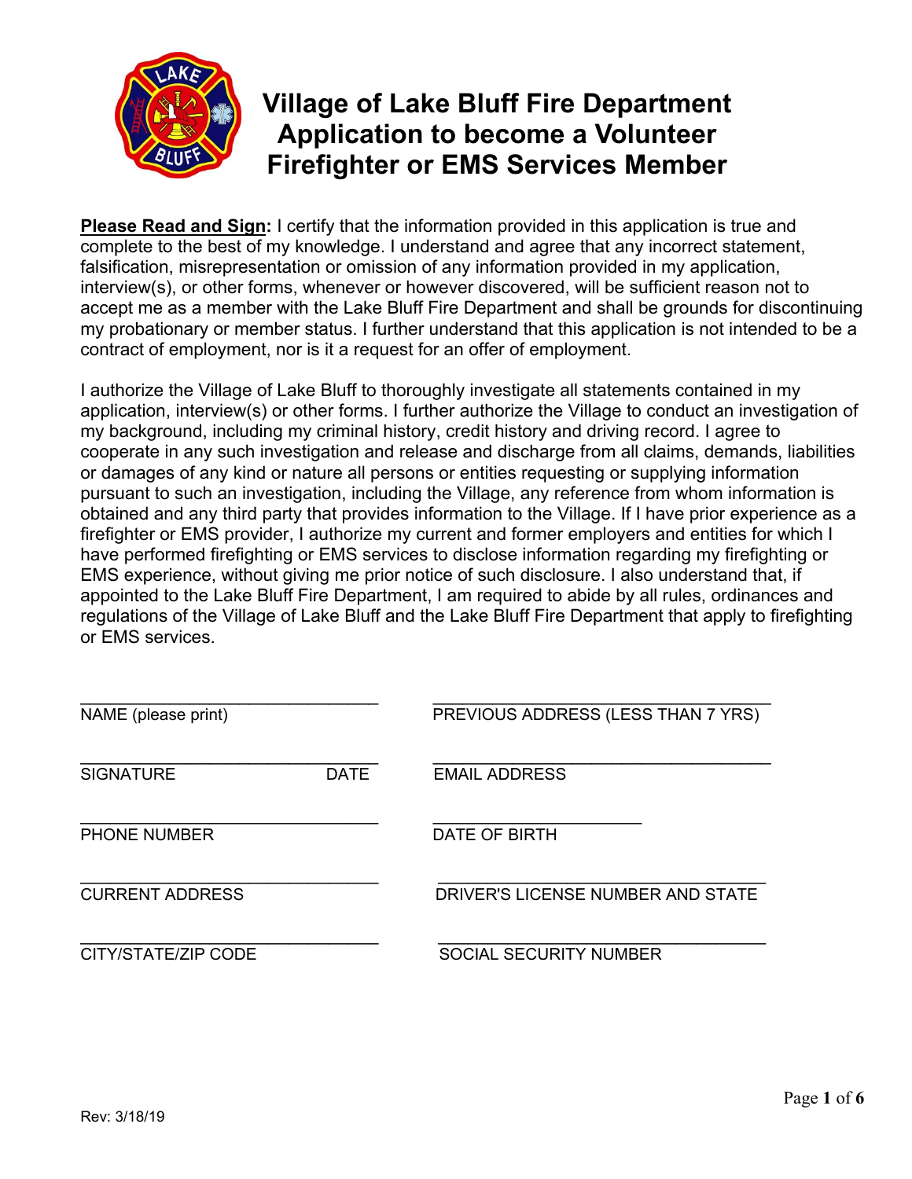# Village of Lake Bluff Fire Department Application to become a Volunteer Firefighter or EMS Services Member

**Please Read and Sign:** I certify that the information provided in this application is true and complete to the best of my knowledge. I understand and agree that any incorrect statement, falsification, misrepresentation or omission of any information provided in my application, interview(s), or other forms, whenever or however discovered, will be sufficient reason not to accept me as a member with the Lake Bluff Fire Department and shall be grounds for discontinuing my probationary or member status. I further understand that this application is not intended to be a contract of employment, nor is it a request for an offer of employment.

I authorize the Village of Lake Bluff to thoroughly investigate all statements contained in my application, interview(s) or other forms. I further authorize the Village to conduct an investigation of my background, including my criminal history, credit history and driving record. I agree to cooperate in any such investigation and release and discharge from all claims, demands, liabilities or damages of any kind or nature all persons or entities requesting or supplying information pursuant to such an investigation, including the Village, any reference from whom information is obtained and any third party that provides information to the Village. If I have prior experience as a firefighter or EMS provider, I authorize my current and former employers and entities for which I have performed firefighting or EMS services to disclose information regarding my firefighting or EMS experience, without giving me prior notice of such disclosure. I also understand that, if appointed to the Lake Bluff Fire Department, I am required to abide by all rules, ordinances and regulations of the Village of Lake Bluff and the Lake Bluff Fire Department that apply to firefighting or EMS services.

\_\_\_\_\_\_\_\_\_\_\_\_\_\_\_\_\_\_\_\_\_\_\_\_\_\_\_\_\_\_
NAME (please print)

\_\_\_\_\_\_\_\_\_\_\_\_\_\_\_\_\_\_\_\_\_\_\_\_\_\_\_\_\_\_
SIGNATURE DATE

\_\_\_\_\_\_\_\_\_\_\_\_\_\_\_\_\_\_\_\_\_\_\_\_\_\_\_\_\_\_
PHONE NUMBER

\_\_\_\_\_\_\_\_\_\_\_\_\_\_\_\_\_\_\_\_\_\_\_\_\_\_\_\_\_\_
CURRENT ADDRESS

\_\_\_\_\_\_\_\_\_\_\_\_\_\_\_\_\_\_\_\_\_\_\_\_\_\_\_\_\_\_
CITY/STATE/ZIP CODE

\_\_\_\_\_\_\_\_\_\_\_\_\_\_\_\_\_\_\_\_\_\_\_\_\_\_\_\_\_\_
PREVIOUS ADDRESS (LESS THAN 7 YRS)

\_\_\_\_\_\_\_\_\_\_\_\_\_\_\_\_\_\_\_\_\_\_\_\_\_\_\_\_\_\_
EMAIL ADDRESS

\_\_\_\_\_\_\_\_\_\_\_\_\_\_\_\_\_\_\_\_\_\_
DATE OF BIRTH

\_\_\_\_\_\_\_\_\_\_\_\_\_\_\_\_\_\_\_\_\_\_\_\_\_\_\_\_\_\_
DRIVER'S LICENSE NUMBER AND STATE

\_\_\_\_\_\_\_\_\_\_\_\_\_\_\_\_\_\_\_\_\_\_\_\_\_\_\_\_\_\_
SOCIAL SECURITY NUMBER

Rev: 3/18/19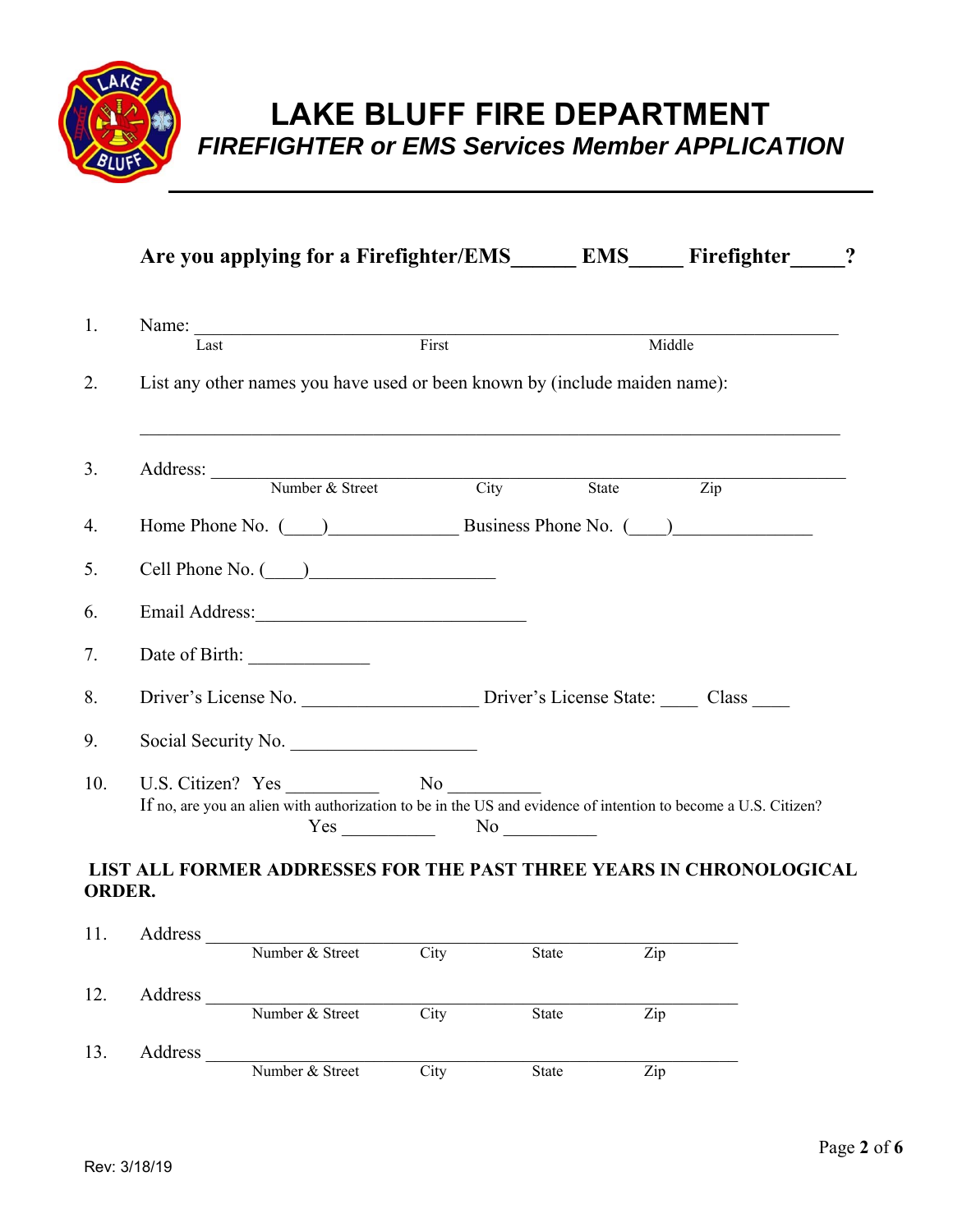# LAKE BLUFF FIRE DEPARTMENT

## *FIREFIGHTER or EMS Services Member APPLICATION*

**Are you applying for a Firefighter/EMS______ EMS_____ Firefighter_____?**

1. Name: ________________________________________________________________
   Last                    First                    Middle

2. List any other names you have used or been known by (include maiden name):

   ________________________________________________________________

3. Address: ________________________________________________________________
   Number & Street          City          State          Zip

4. Home Phone No. (____)______________ Business Phone No. (____)______________

5. Cell Phone No. (____)___________________

6. Email Address:_____________________________

7. Date of Birth: _____________

8. Driver's License No. ___________________ Driver's License State: ____ Class ____

9. Social Security No. ____________________

10. U.S. Citizen? Yes __________ No __________
    If no, are you an alien with authorization to be in the US and evidence of intention to become a U.S. Citizen?
    Yes __________ No __________

**LIST ALL FORMER ADDRESSES FOR THE PAST THREE YEARS IN CHRONOLOGICAL ORDER.**

11. Address ________________________________________________________
    Number & Street          City          State          Zip

12. Address ________________________________________________________
    Number & Street          City          State          Zip

13. Address ________________________________________________________
    Number & Street          City          State          Zip

Rev: 3/18/19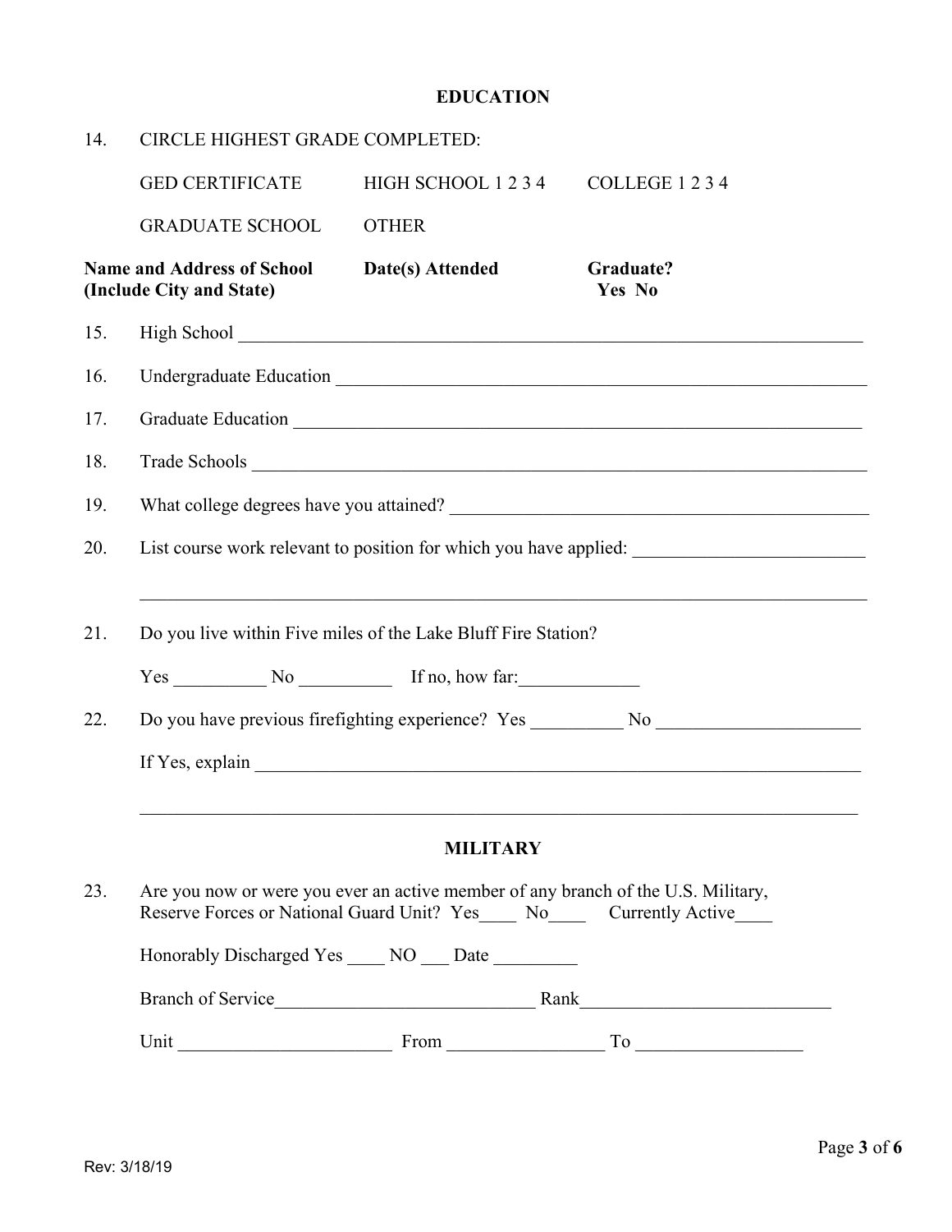## EDUCATION

14. CIRCLE HIGHEST GRADE COMPLETED:

    GED CERTIFICATE    HIGH SCHOOL 1 2 3 4    COLLEGE 1 2 3 4

    GRADUATE SCHOOL    OTHER

**Name and Address of School (Include City and State)**    **Date(s) Attended**    **Graduate? Yes No**

15. High School ______________________________________________________________________

16. Undergraduate Education ______________________________________________________________

17. Graduate Education ________________________________________________________________

18. Trade Schools ____________________________________________________________________

19. What college degrees have you attained? _____________________________________________

20. List course work relevant to position for which you have applied: _________________________

    ________________________________________________________________________________

21. Do you live within Five miles of the Lake Bluff Fire Station?

    Yes __________ No __________ If no, how far:_____________

22. Do you have previous firefighting experience? Yes __________ No _____________________

    If Yes, explain ____________________________________________________________________

    ________________________________________________________________________________

## MILITARY

23. Are you now or were you ever an active member of any branch of the U.S. Military, Reserve Forces or National Guard Unit? Yes____ No____ Currently Active____

    Honorably Discharged Yes ____ NO ___ Date _________

    Branch of Service____________________________ Rank___________________________

    Unit _______________________ From ________________ To __________________

Rev: 3/18/19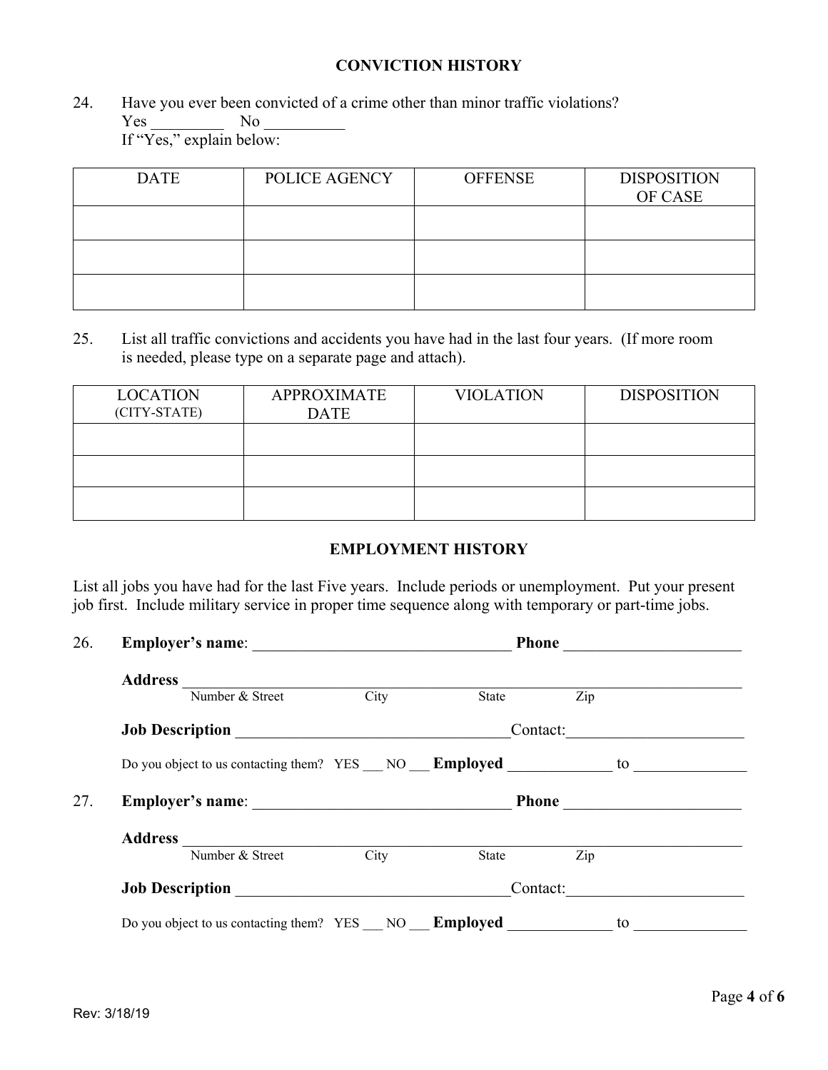## CONVICTION HISTORY

24. Have you ever been convicted of a crime other than minor traffic violations?
    Yes _________ No __________
    If "Yes," explain below:

| DATE | POLICE AGENCY | OFFENSE | DISPOSITION OF CASE |
|---|---|---|---|
| | | | |
| | | | |
| | | | |

25. List all traffic convictions and accidents you have had in the last four years. (If more room is needed, please type on a separate page and attach).

| LOCATION (CITY-STATE) | APPROXIMATE DATE | VIOLATION | DISPOSITION |
|---|---|---|---|
| | | | |
| | | | |
| | | | |

## EMPLOYMENT HISTORY

List all jobs you have had for the last Five years. Include periods or unemployment. Put your present job first. Include military service in proper time sequence along with temporary or part-time jobs.

26. **Employer's name**: ________________________________ **Phone** ______________________

    **Address** ______________________________________________________________________
    Number & Street City State Zip

    **Job Description** __________________________________Contact:______________________

    Do you object to us contacting them? YES ___ NO ___ **Employed** _____________ to ______________

27. **Employer's name**: ________________________________ **Phone** ______________________

    **Address** ______________________________________________________________________
    Number & Street City State Zip

    **Job Description** __________________________________Contact:______________________

    Do you object to us contacting them? YES ___ NO ___ **Employed** _____________ to ______________

Rev: 3/18/19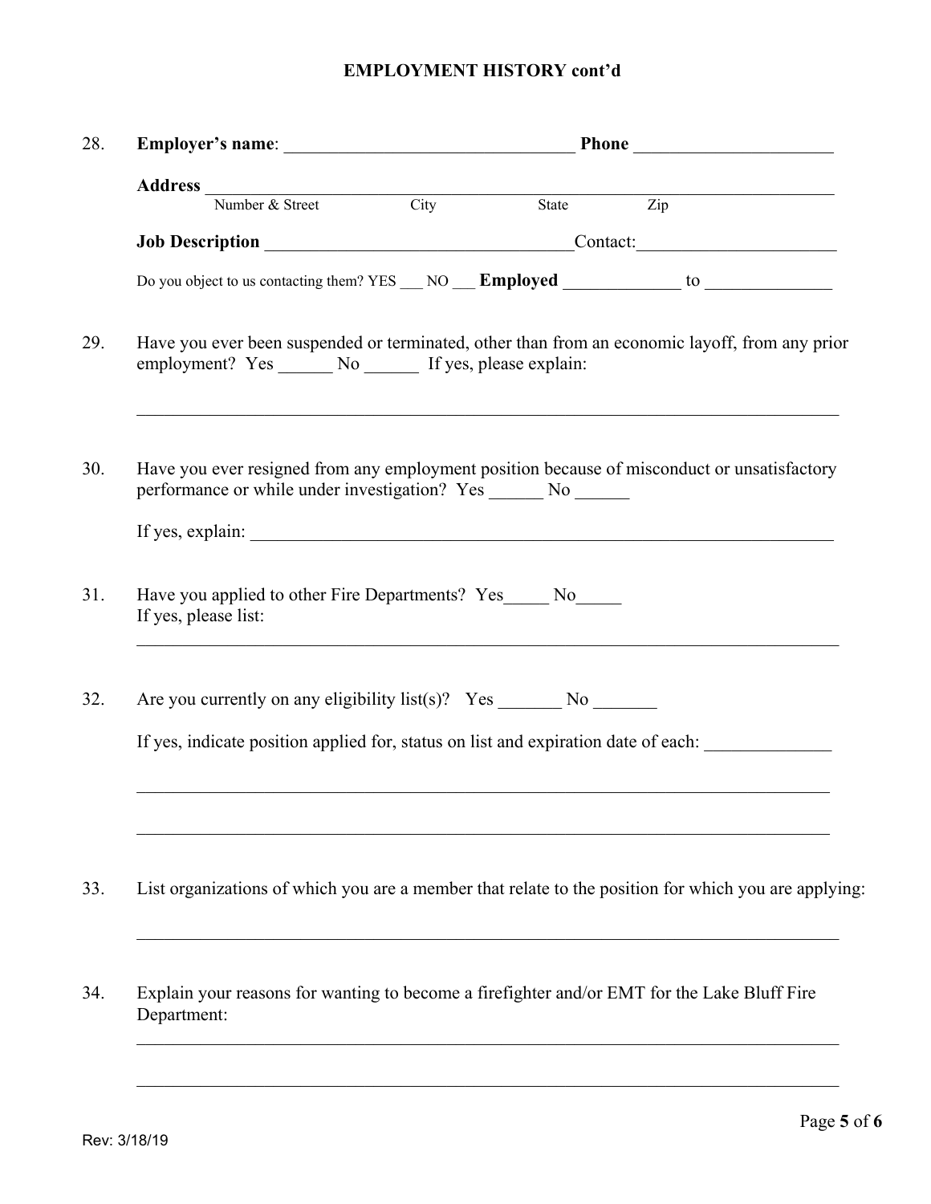## EMPLOYMENT HISTORY cont'd

28. **Employer's name**: _________________________________ **Phone** ______________________

    **Address** ______________________________________________________________________
    Number & Street City State Zip

    **Job Description** __________________________________Contact:______________________

    Do you object to us contacting them? YES ___ NO ___ **Employed** _____________ to ______________

29. Have you ever been suspended or terminated, other than from an economic layoff, from any prior employment? Yes ______ No ______ If yes, please explain:

    ___________________________________________________________________________

30. Have you ever resigned from any employment position because of misconduct or unsatisfactory performance or while under investigation? Yes ______ No ______

    If yes, explain: ___________________________________________________________________

31. Have you applied to other Fire Departments? Yes_____ No_____
    If yes, please list:

    ___________________________________________________________________________

32. Are you currently on any eligibility list(s)? Yes _______ No _______

    If yes, indicate position applied for, status on list and expiration date of each: ______________

    ___________________________________________________________________________

    ___________________________________________________________________________

33. List organizations of which you are a member that relate to the position for which you are applying:

    ___________________________________________________________________________

34. Explain your reasons for wanting to become a firefighter and/or EMT for the Lake Bluff Fire Department:

    ___________________________________________________________________________

    ___________________________________________________________________________

Rev: 3/18/19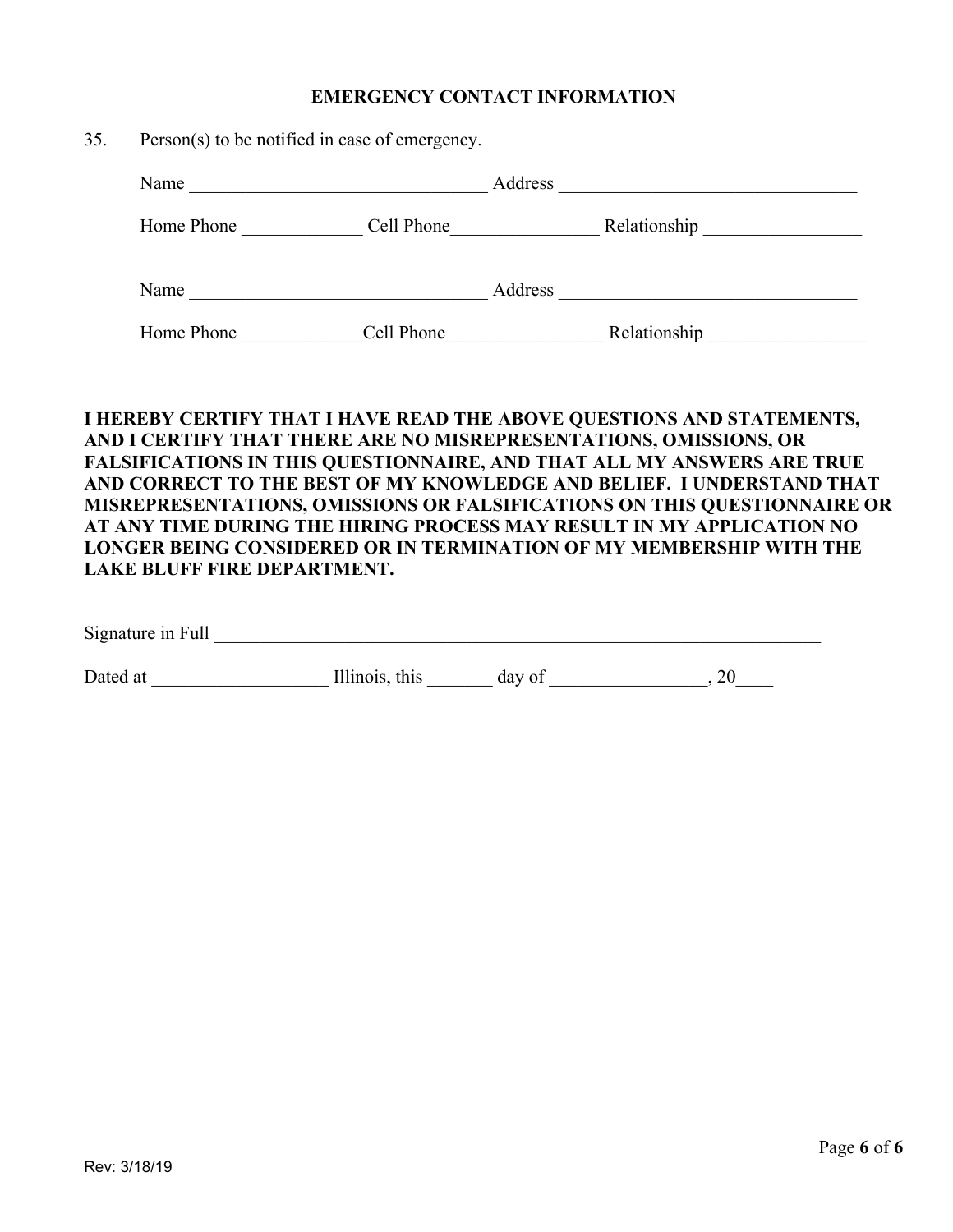## EMERGENCY CONTACT INFORMATION

35. Person(s) to be notified in case of emergency.

Name ________________________________ Address ________________________________

Home Phone _____________ Cell Phone________________ Relationship _________________

Name ________________________________ Address ________________________________

Home Phone _____________Cell Phone_________________ Relationship _________________

**I HEREBY CERTIFY THAT I HAVE READ THE ABOVE QUESTIONS AND STATEMENTS, AND I CERTIFY THAT THERE ARE NO MISREPRESENTATIONS, OMISSIONS, OR FALSIFICATIONS IN THIS QUESTIONNAIRE, AND THAT ALL MY ANSWERS ARE TRUE AND CORRECT TO THE BEST OF MY KNOWLEDGE AND BELIEF. I UNDERSTAND THAT MISREPRESENTATIONS, OMISSIONS OR FALSIFICATIONS ON THIS QUESTIONNAIRE OR AT ANY TIME DURING THE HIRING PROCESS MAY RESULT IN MY APPLICATION NO LONGER BEING CONSIDERED OR IN TERMINATION OF MY MEMBERSHIP WITH THE LAKE BLUFF FIRE DEPARTMENT.**

Signature in Full ____________________________________________________________________

Dated at ___________________ Illinois, this _______ day of _________________, 20____

Rev: 3/18/19